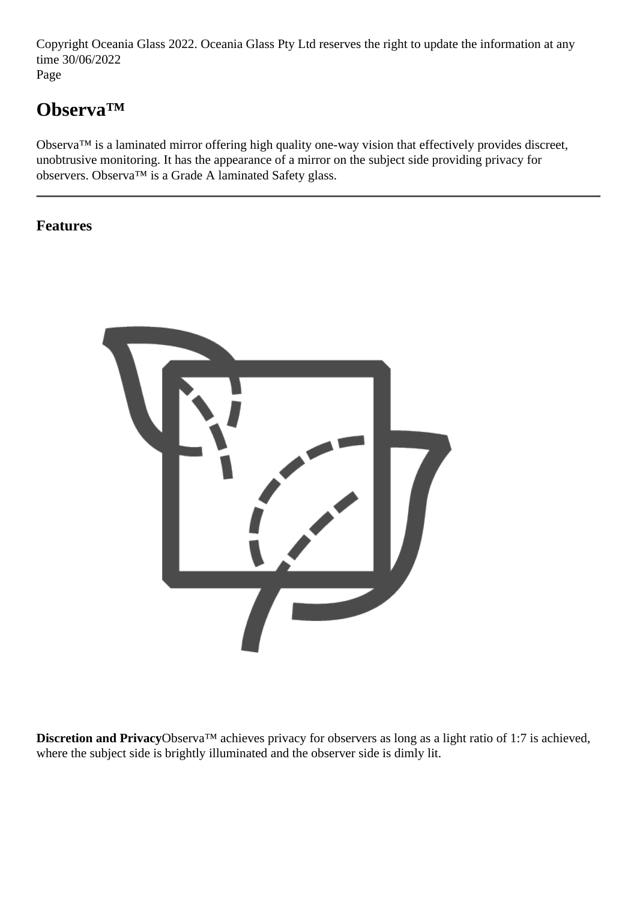# Observa™

Observa™ is a laminated mirror offering high quality one-way vision that effectively provides discreet, unobtrusive monitoring. It has the appearance of a mirror on the subject side providing privacy for observers. Observa™ is a Grade A laminated Safety glass.

---

## Features

**Discretion and Privacy**Observa™ achieves privacy for observers as long as a light ratio of 1:7 is achieved, where the subject side is brightly illuminated and the observer side is dimly lit.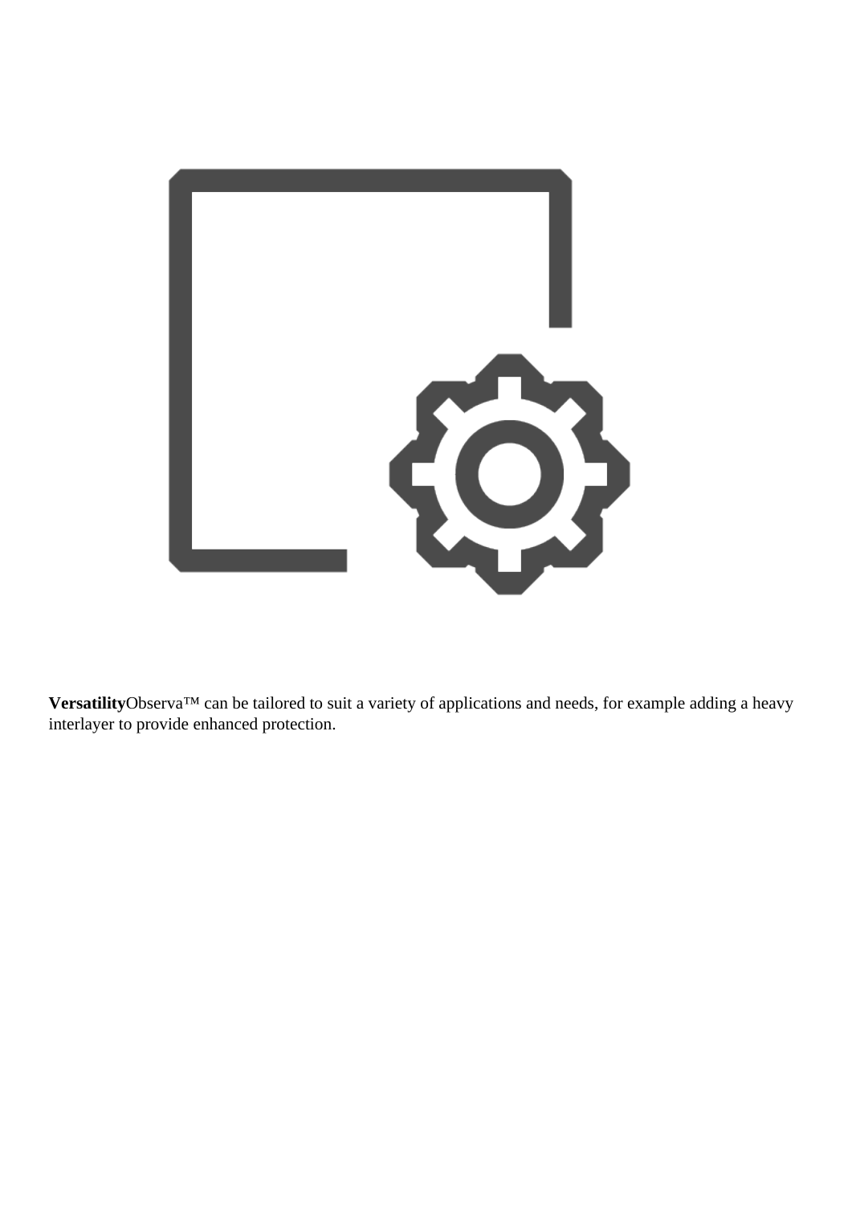**Versatility**Observa™ can be tailored to suit a variety of applications and needs, for example adding a heavy interlayer to provide enhanced protection.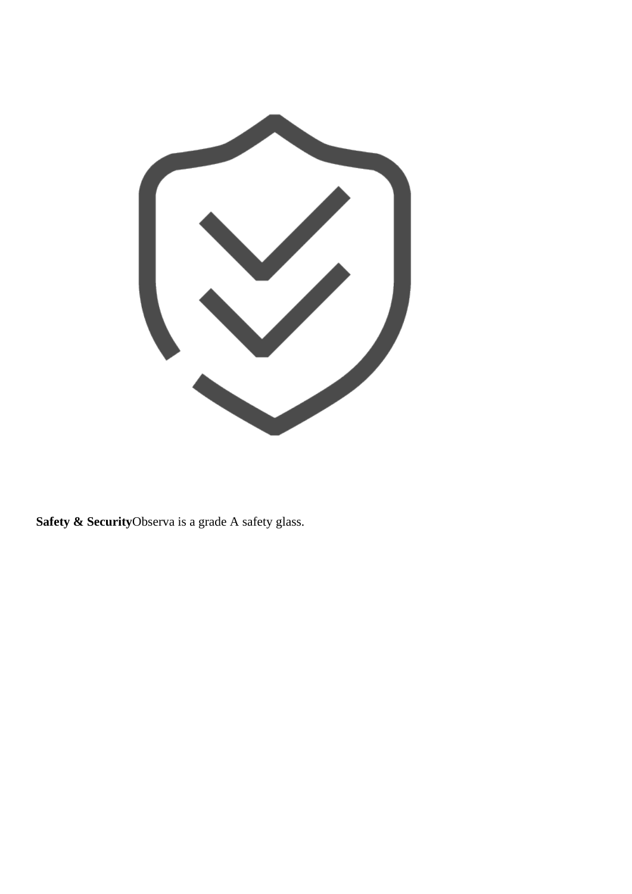**Safety & Security**Observa is a grade A safety glass.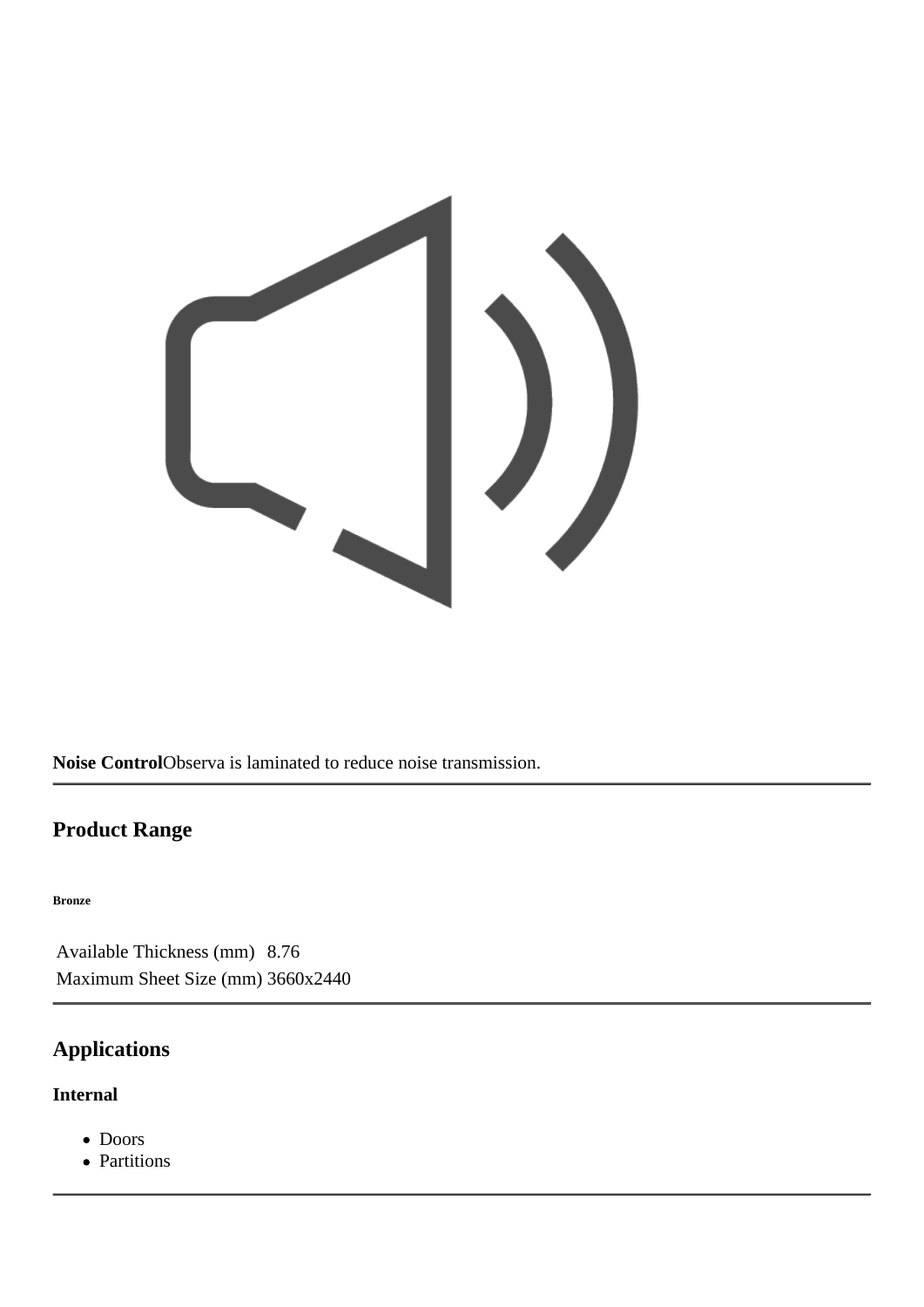**Noise Control**Observa is laminated to reduce noise transmission.

---

## Product Range

###### Bronze

| Available Thickness (mm) | 8.76 |
| --- | --- |
| Maximum Sheet Size (mm) | 3660x2440 |

---

## Applications

### Internal

- Doors
- Partitions

---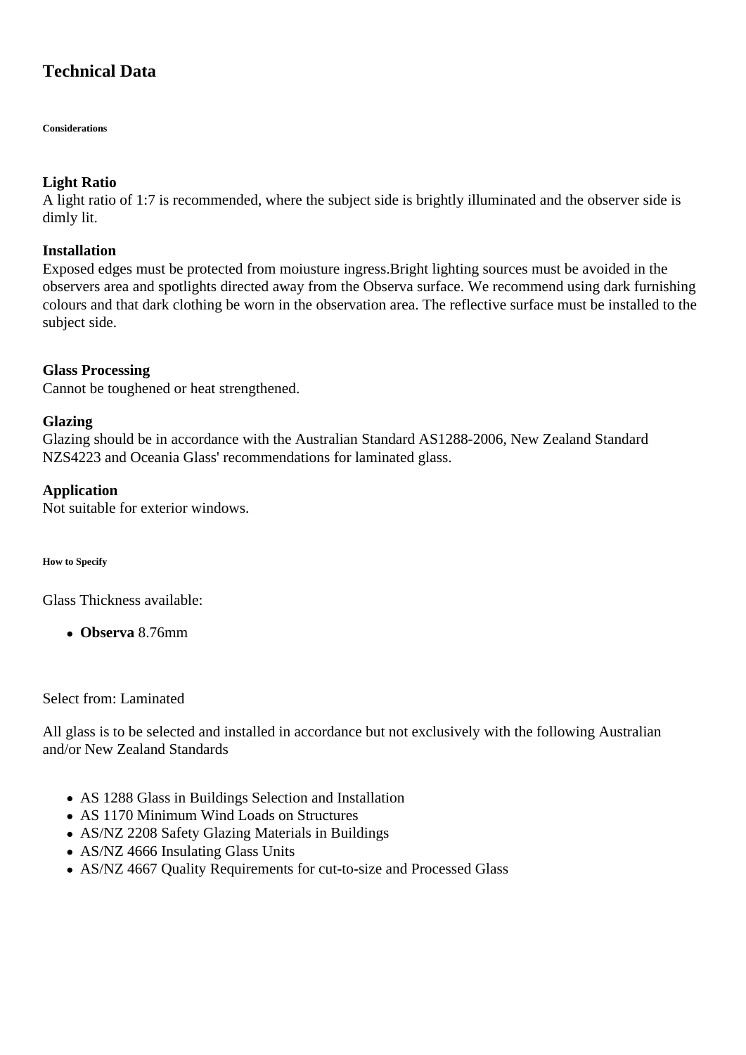# Technical Data

###### Considerations

### Light Ratio

A light ratio of 1:7 is recommended, where the subject side is brightly illuminated and the observer side is dimly lit.

### Installation

Exposed edges must be protected from moiusture ingress.Bright lighting sources must be avoided in the observers area and spotlights directed away from the Observa surface. We recommend using dark furnishing colours and that dark clothing be worn in the observation area. The reflective surface must be installed to the subject side.

### Glass Processing

Cannot be toughened or heat strengthened.

### Glazing

Glazing should be in accordance with the Australian Standard AS1288-2006, New Zealand Standard NZS4223 and Oceania Glass' recommendations for laminated glass.

### Application

Not suitable for exterior windows.

###### How to Specify

Glass Thickness available:

- **Observa** 8.76mm

Select from: Laminated

All glass is to be selected and installed in accordance but not exclusively with the following Australian and/or New Zealand Standards

- AS 1288 Glass in Buildings Selection and Installation
- AS 1170 Minimum Wind Loads on Structures
- AS/NZ 2208 Safety Glazing Materials in Buildings
- AS/NZ 4666 Insulating Glass Units
- AS/NZ 4667 Quality Requirements for cut-to-size and Processed Glass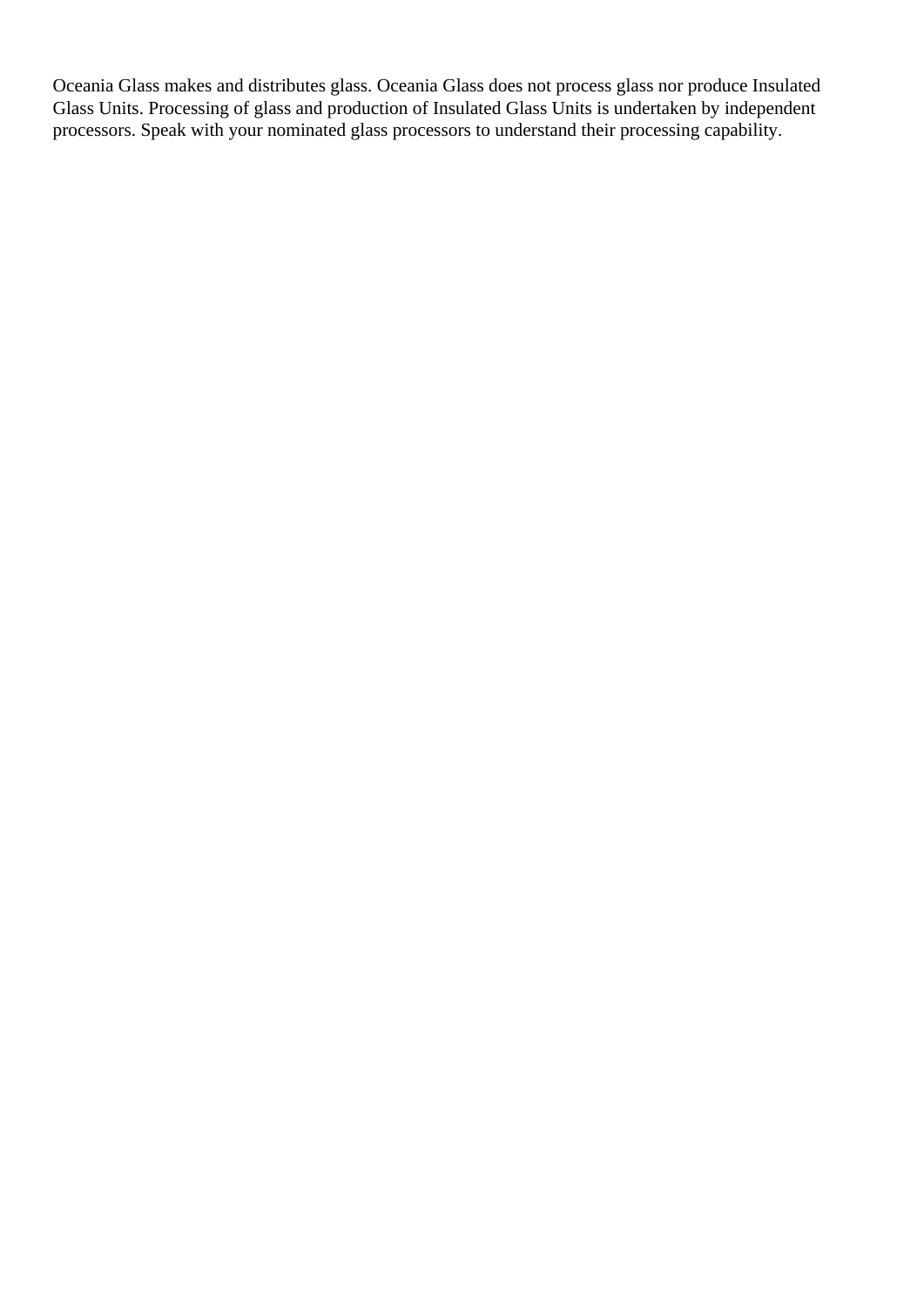Oceania Glass makes and distributes glass. Oceania Glass does not process glass nor produce Insulated Glass Units. Processing of glass and production of Insulated Glass Units is undertaken by independent processors. Speak with your nominated glass processors to understand their processing capability.